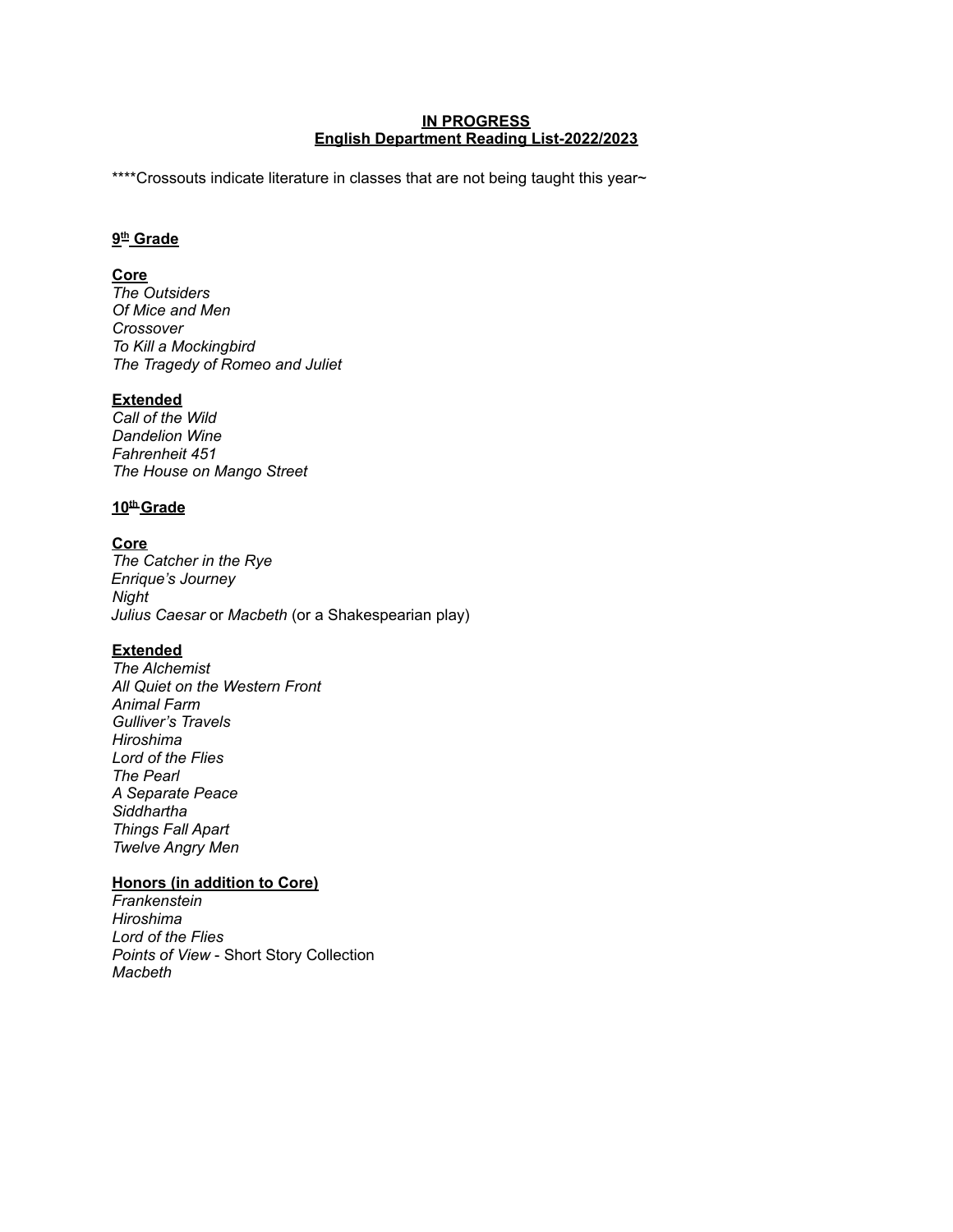# IN PROGRESS
# English Department Reading List-2022/2023

****Crossouts indicate literature in classes that are not being taught this year~

## 9th Grade

### Core

*The Outsiders*
*Of Mice and Men*
*Crossover*
*To Kill a Mockingbird*
*The Tragedy of Romeo and Juliet*

### Extended

*Call of the Wild*
*Dandelion Wine*
*Fahrenheit 451*
*The House on Mango Street*

## 10th Grade

### Core

*The Catcher in the Rye*
*Enrique's Journey*
*Night*
*Julius Caesar* or *Macbeth* (or a Shakespearian play)

### Extended

*The Alchemist*
*All Quiet on the Western Front*
*Animal Farm*
*Gulliver's Travels*
*Hiroshima*
*Lord of the Flies*
*The Pearl*
*A Separate Peace*
*Siddhartha*
*Things Fall Apart*
*Twelve Angry Men*

### Honors (in addition to Core)

*Frankenstein*
*Hiroshima*
*Lord of the Flies*
*Points of View* - Short Story Collection
*Macbeth*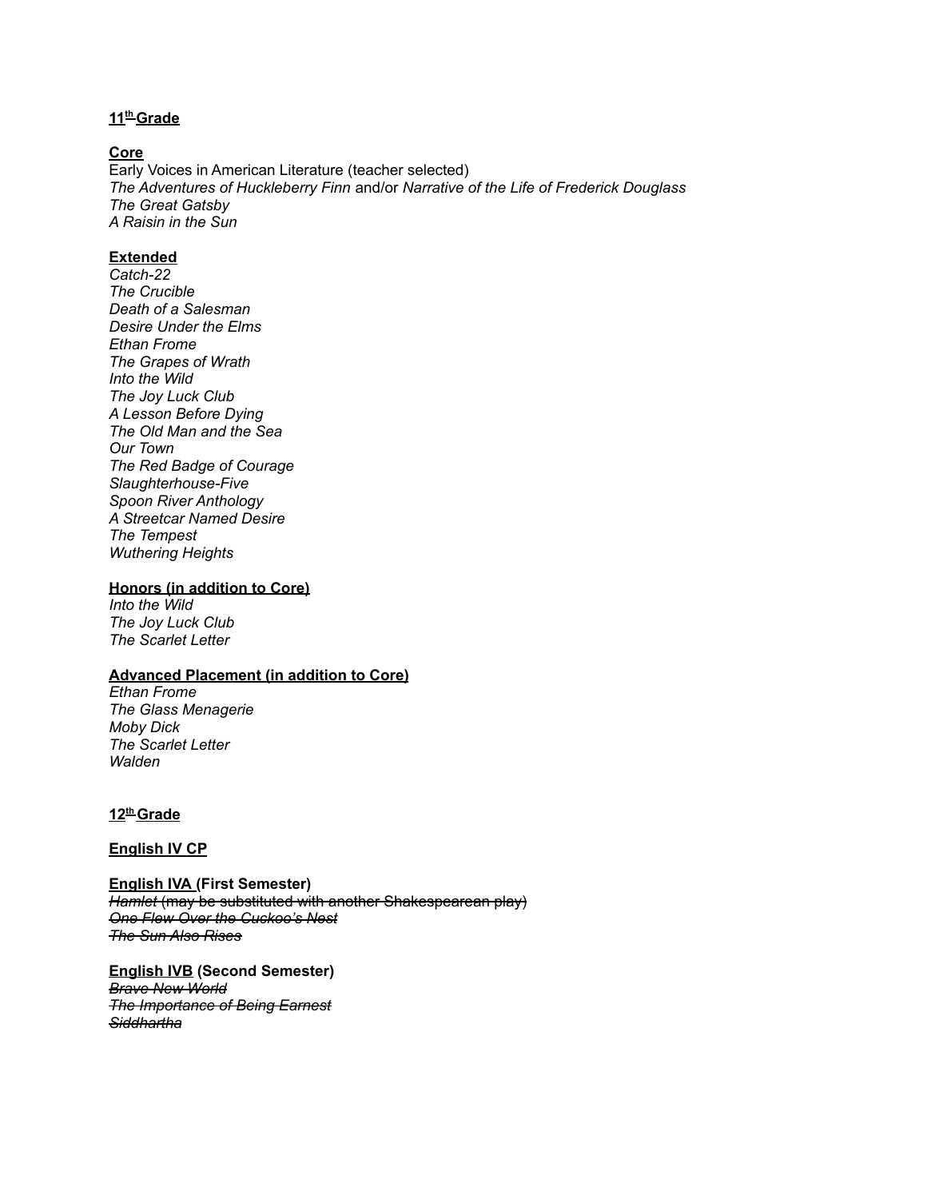## 11th Grade

**Core**

Early Voices in American Literature (teacher selected)
*The Adventures of Huckleberry Finn* and/or *Narrative of the Life of Frederick Douglass*
*The Great Gatsby*
*A Raisin in the Sun*

**Extended**

*Catch-22*
*The Crucible*
*Death of a Salesman*
*Desire Under the Elms*
*Ethan Frome*
*The Grapes of Wrath*
*Into the Wild*
*The Joy Luck Club*
*A Lesson Before Dying*
*The Old Man and the Sea*
*Our Town*
*The Red Badge of Courage*
*Slaughterhouse-Five*
*Spoon River Anthology*
*A Streetcar Named Desire*
*The Tempest*
*Wuthering Heights*

**Honors (in addition to Core)**

*Into the Wild*
*The Joy Luck Club*
*The Scarlet Letter*

**Advanced Placement (in addition to Core)**

*Ethan Frome*
*The Glass Menagerie*
*Moby Dick*
*The Scarlet Letter*
*Walden*

## 12th Grade

**English IV CP**

**English IVA (First Semester)**

~~*Hamlet* (may be substituted with another Shakespearean play)~~
~~*One Flew Over the Cuckoo's Nest*~~
~~*The Sun Also Rises*~~

**English IVB (Second Semester)**

~~*Brave New World*~~
~~*The Importance of Being Earnest*~~
~~*Siddhartha*~~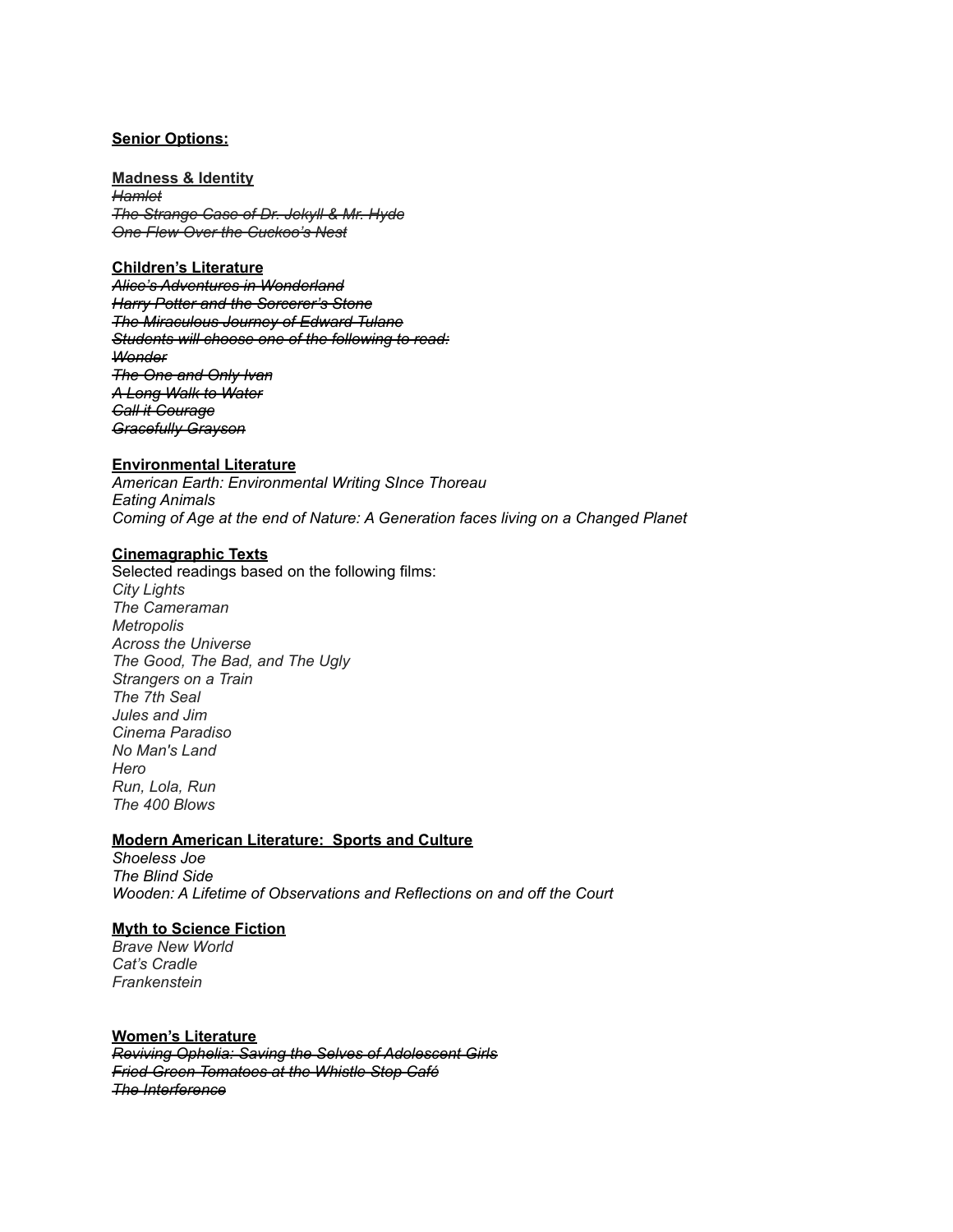**Senior Options:**

**Madness & Identity**

~~*Hamlet*~~
~~*The Strange Case of Dr. Jekyll & Mr. Hyde*~~
~~*One Flew Over the Cuckoo's Nest*~~

**Children's Literature**

~~*Alice's Adventures in Wonderland*~~
~~*Harry Potter and the Sorcerer's Stone*~~
~~*The Miraculous Journey of Edward Tulane*~~
~~*Students will choose one of the following to read:*~~
~~*Wonder*~~
~~*The One and Only Ivan*~~
~~*A Long Walk to Water*~~
~~*Call it Courage*~~
~~*Gracefully Grayson*~~

**Environmental Literature**

*American Earth: Environmental Writing SInce Thoreau*
*Eating Animals*
*Coming of Age at the end of Nature: A Generation faces living on a Changed Planet*

**Cinemagraphic Texts**

Selected readings based on the following films:
*City Lights*
*The Cameraman*
*Metropolis*
*Across the Universe*
*The Good, The Bad, and The Ugly*
*Strangers on a Train*
*The 7th Seal*
*Jules and Jim*
*Cinema Paradiso*
*No Man's Land*
*Hero*
*Run, Lola, Run*
*The 400 Blows*

**Modern American Literature: Sports and Culture**

*Shoeless Joe*
*The Blind Side*
*Wooden: A Lifetime of Observations and Reflections on and off the Court*

**Myth to Science Fiction**

*Brave New World*
*Cat's Cradle*
*Frankenstein*

**Women's Literature**

~~*Reviving Ophelia: Saving the Selves of Adolescent Girls*~~
~~*Fried Green Tomatoes at the Whistle Stop Café*~~
~~*The Interference*~~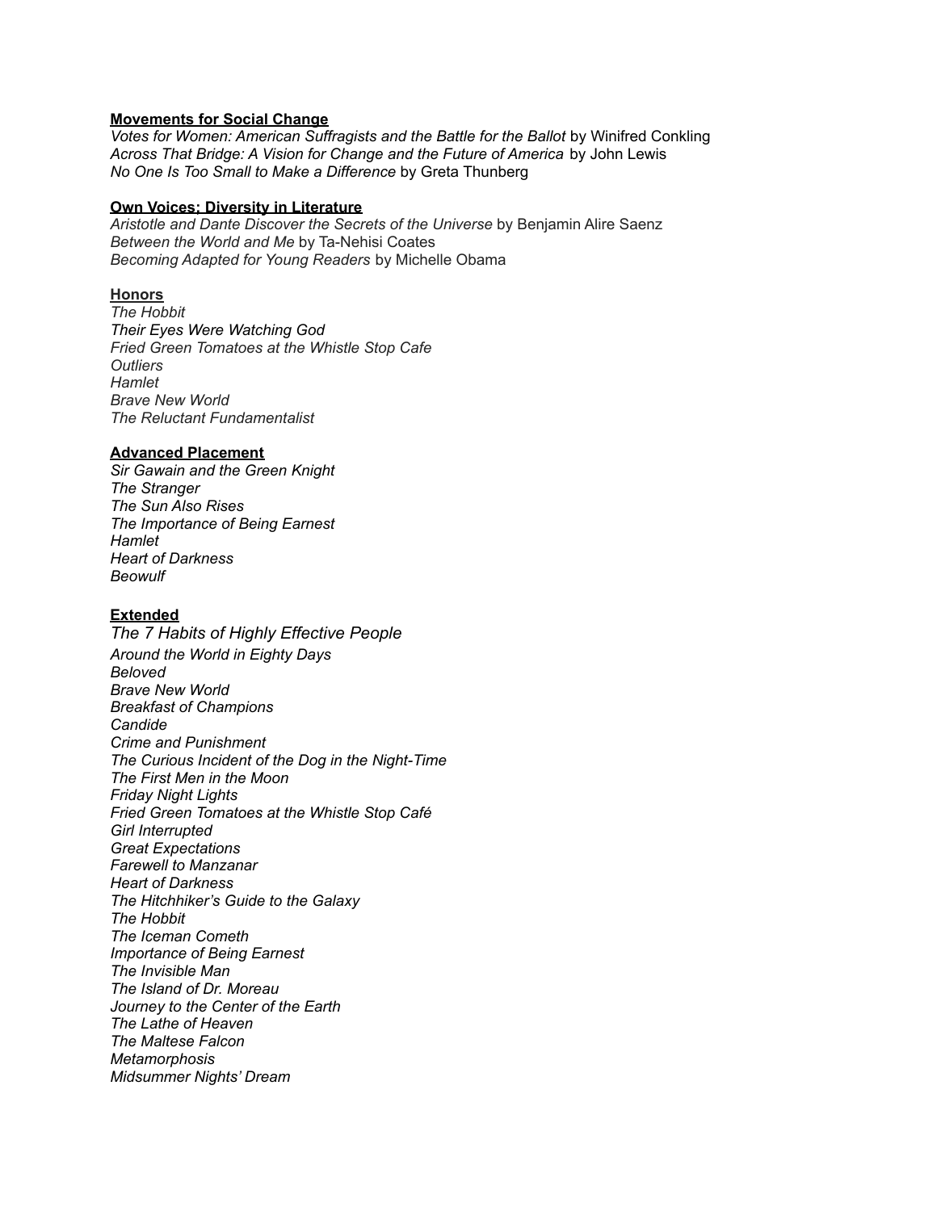**Movements for Social Change**

*Votes for Women: American Suffragists and the Battle for the Ballot* by Winifred Conkling
*Across That Bridge: A Vision for Change and the Future of America* by John Lewis
*No One Is Too Small to Make a Difference* by Greta Thunberg

**Own Voices: Diversity in Literature**

*Aristotle and Dante Discover the Secrets of the Universe* by Benjamin Alire Saenz
*Between the World and Me* by Ta-Nehisi Coates
*Becoming Adapted for Young Readers* by Michelle Obama

**Honors**

*The Hobbit*
*Their Eyes Were Watching God*
*Fried Green Tomatoes at the Whistle Stop Cafe*
*Outliers*
*Hamlet*
*Brave New World*
*The Reluctant Fundamentalist*

**Advanced Placement**

*Sir Gawain and the Green Knight*
*The Stranger*
*The Sun Also Rises*
*The Importance of Being Earnest*
*Hamlet*
*Heart of Darkness*
*Beowulf*

**Extended**

*The 7 Habits of Highly Effective People*
*Around the World in Eighty Days*
*Beloved*
*Brave New World*
*Breakfast of Champions*
*Candide*
*Crime and Punishment*
*The Curious Incident of the Dog in the Night-Time*
*The First Men in the Moon*
*Friday Night Lights*
*Fried Green Tomatoes at the Whistle Stop Café*
*Girl Interrupted*
*Great Expectations*
*Farewell to Manzanar*
*Heart of Darkness*
*The Hitchhiker's Guide to the Galaxy*
*The Hobbit*
*The Iceman Cometh*
*Importance of Being Earnest*
*The Invisible Man*
*The Island of Dr. Moreau*
*Journey to the Center of the Earth*
*The Lathe of Heaven*
*The Maltese Falcon*
*Metamorphosis*
*Midsummer Nights' Dream*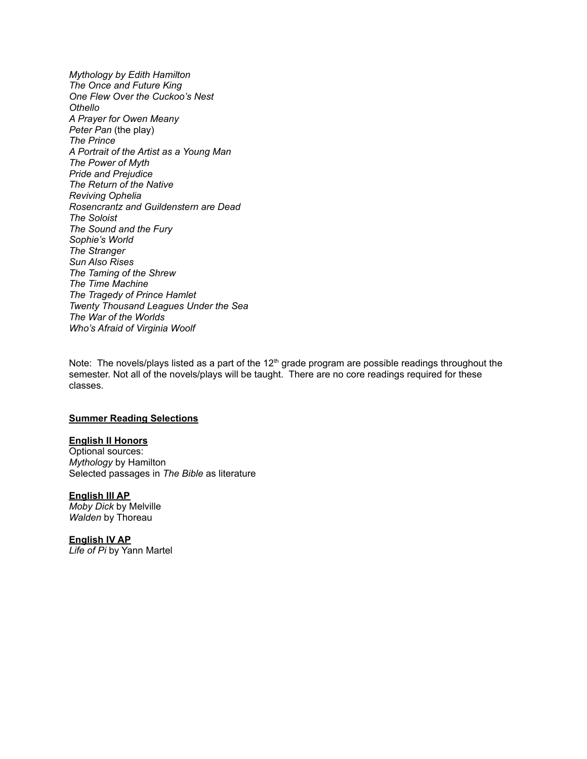*Mythology by Edith Hamilton*
*The Once and Future King*
*One Flew Over the Cuckoo's Nest*
*Othello*
*A Prayer for Owen Meany*
*Peter Pan* (the play)
*The Prince*
*A Portrait of the Artist as a Young Man*
*The Power of Myth*
*Pride and Prejudice*
*The Return of the Native*
*Reviving Ophelia*
*Rosencrantz and Guildenstern are Dead*
*The Soloist*
*The Sound and the Fury*
*Sophie's World*
*The Stranger*
*Sun Also Rises*
*The Taming of the Shrew*
*The Time Machine*
*The Tragedy of Prince Hamlet*
*Twenty Thousand Leagues Under the Sea*
*The War of the Worlds*
*Who's Afraid of Virginia Woolf*

Note: The novels/plays listed as a part of the 12th grade program are possible readings throughout the semester. Not all of the novels/plays will be taught. There are no core readings required for these classes.

**Summer Reading Selections**

**English II Honors**
Optional sources:
*Mythology* by Hamilton
Selected passages in *The Bible* as literature

**English III AP**
*Moby Dick* by Melville
*Walden* by Thoreau

**English IV AP**
*Life of Pi* by Yann Martel